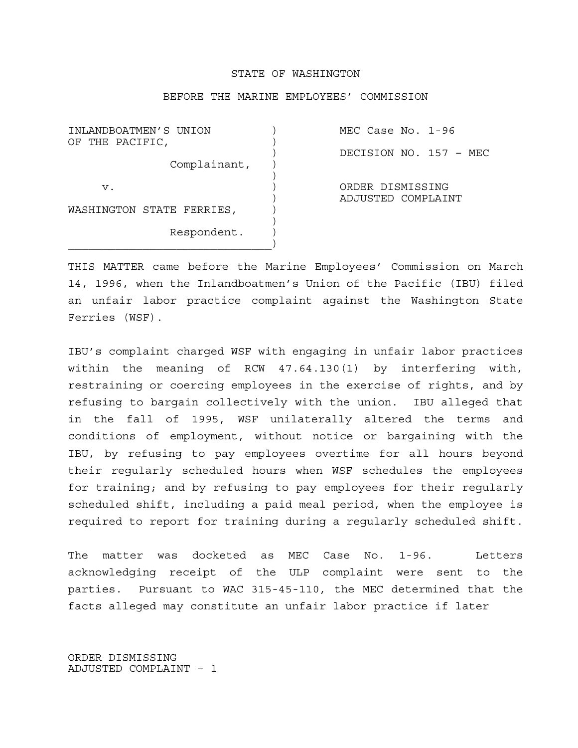STATE OF WASHINGTON

BEFORE THE MARINE EMPLOYEES' COMMISSION

| | |
|---|---|
| INLANDBOATMEN'S UNION OF THE PACIFIC,<br><br>Complainant,<br><br>v.<br><br>WASHINGTON STATE FERRIES,<br><br>Respondent. | MEC Case No. 1-96<br><br>DECISION NO. 157 - MEC<br><br>ORDER DISMISSING ADJUSTED COMPLAINT |

THIS MATTER came before the Marine Employees' Commission on March 14, 1996, when the Inlandboatmen's Union of the Pacific (IBU) filed an unfair labor practice complaint against the Washington State Ferries (WSF).

IBU's complaint charged WSF with engaging in unfair labor practices within the meaning of RCW 47.64.130(1) by interfering with, restraining or coercing employees in the exercise of rights, and by refusing to bargain collectively with the union. IBU alleged that in the fall of 1995, WSF unilaterally altered the terms and conditions of employment, without notice or bargaining with the IBU, by refusing to pay employees overtime for all hours beyond their regularly scheduled hours when WSF schedules the employees for training; and by refusing to pay employees for their regularly scheduled shift, including a paid meal period, when the employee is required to report for training during a regularly scheduled shift.

The matter was docketed as MEC Case No. 1-96. Letters acknowledging receipt of the ULP complaint were sent to the parties. Pursuant to WAC 315-45-110, the MEC determined that the facts alleged may constitute an unfair labor practice if later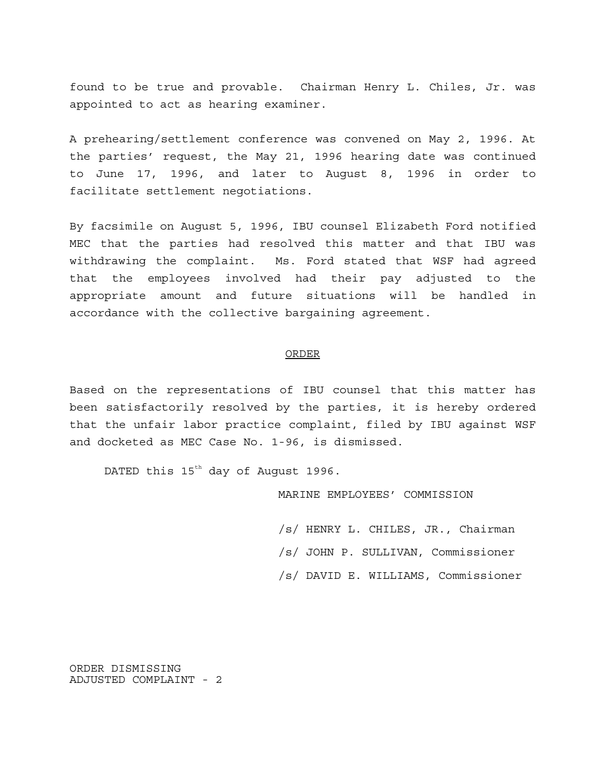found to be true and provable. Chairman Henry L. Chiles, Jr. was appointed to act as hearing examiner.

A prehearing/settlement conference was convened on May 2, 1996. At the parties' request, the May 21, 1996 hearing date was continued to June 17, 1996, and later to August 8, 1996 in order to facilitate settlement negotiations.

By facsimile on August 5, 1996, IBU counsel Elizabeth Ford notified MEC that the parties had resolved this matter and that IBU was withdrawing the complaint. Ms. Ford stated that WSF had agreed that the employees involved had their pay adjusted to the appropriate amount and future situations will be handled in accordance with the collective bargaining agreement.

## ORDER

Based on the representations of IBU counsel that this matter has been satisfactorily resolved by the parties, it is hereby ordered that the unfair labor practice complaint, filed by IBU against WSF and docketed as MEC Case No. 1-96, is dismissed.

DATED this 15th day of August 1996.

MARINE EMPLOYEES' COMMISSION

/s/ HENRY L. CHILES, JR., Chairman

/s/ JOHN P. SULLIVAN, Commissioner

/s/ DAVID E. WILLIAMS, Commissioner

ORDER DISMISSING
ADJUSTED COMPLAINT - 2